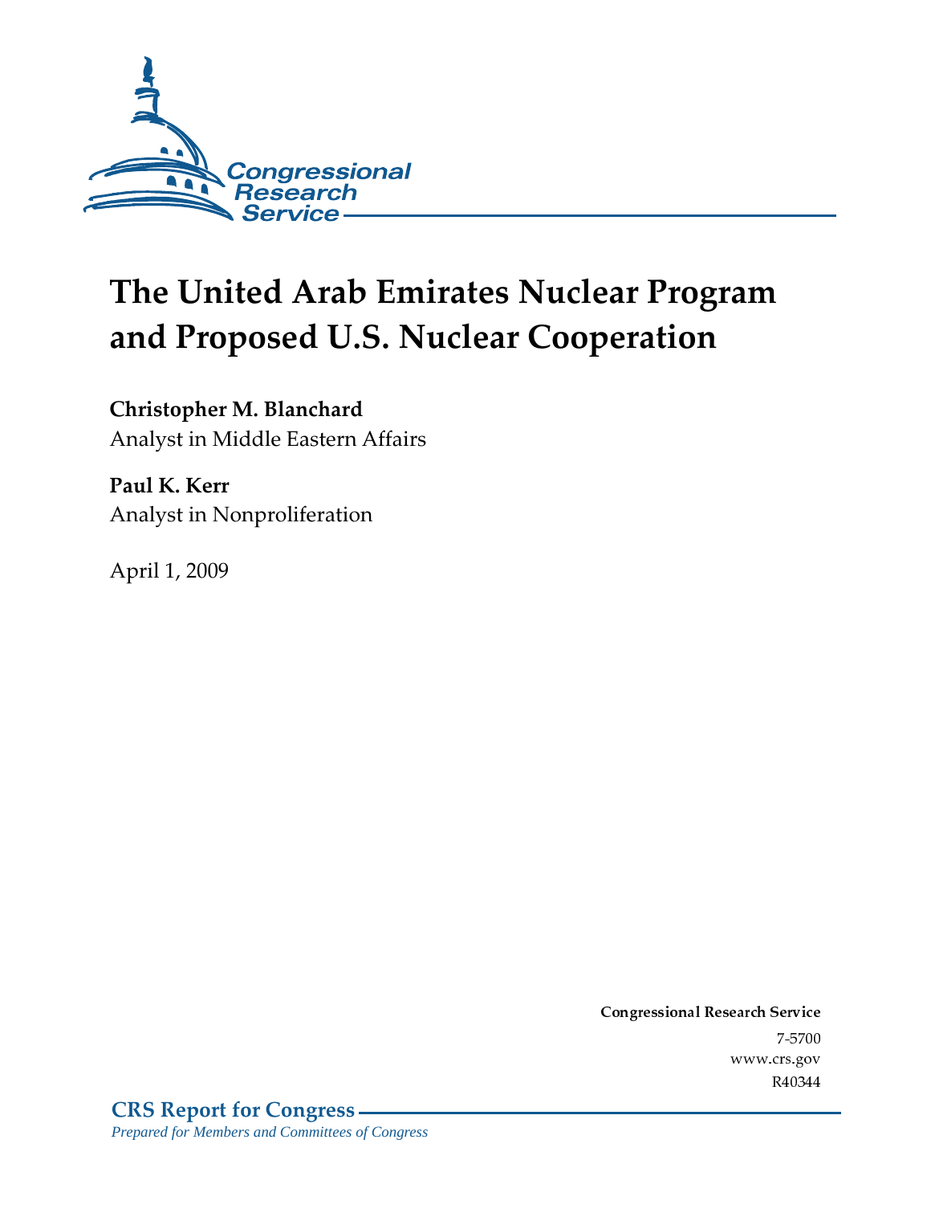Congressional Research Service

# The United Arab Emirates Nuclear Program and Proposed U.S. Nuclear Cooperation

**Christopher M. Blanchard**
Analyst in Middle Eastern Affairs

**Paul K. Kerr**
Analyst in Nonproliferation

April 1, 2009

**Congressional Research Service**
7-5700
www.crs.gov
R40344

**CRS Report for Congress**
*Prepared for Members and Committees of Congress*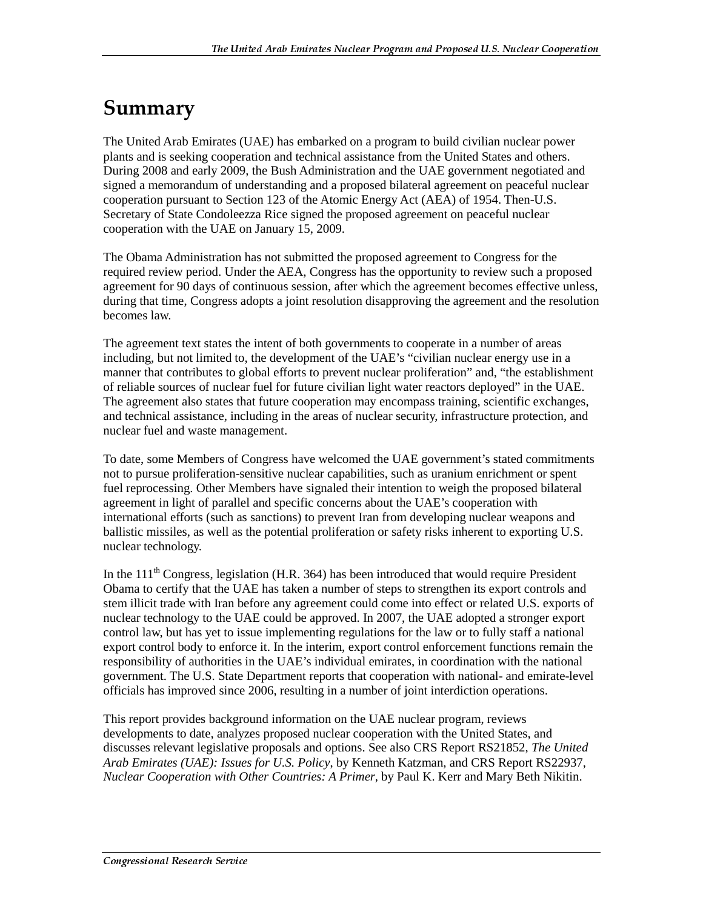# Summary

The United Arab Emirates (UAE) has embarked on a program to build civilian nuclear power plants and is seeking cooperation and technical assistance from the United States and others. During 2008 and early 2009, the Bush Administration and the UAE government negotiated and signed a memorandum of understanding and a proposed bilateral agreement on peaceful nuclear cooperation pursuant to Section 123 of the Atomic Energy Act (AEA) of 1954. Then-U.S. Secretary of State Condoleezza Rice signed the proposed agreement on peaceful nuclear cooperation with the UAE on January 15, 2009.

The Obama Administration has not submitted the proposed agreement to Congress for the required review period. Under the AEA, Congress has the opportunity to review such a proposed agreement for 90 days of continuous session, after which the agreement becomes effective unless, during that time, Congress adopts a joint resolution disapproving the agreement and the resolution becomes law.

The agreement text states the intent of both governments to cooperate in a number of areas including, but not limited to, the development of the UAE's "civilian nuclear energy use in a manner that contributes to global efforts to prevent nuclear proliferation" and, "the establishment of reliable sources of nuclear fuel for future civilian light water reactors deployed" in the UAE. The agreement also states that future cooperation may encompass training, scientific exchanges, and technical assistance, including in the areas of nuclear security, infrastructure protection, and nuclear fuel and waste management.

To date, some Members of Congress have welcomed the UAE government's stated commitments not to pursue proliferation-sensitive nuclear capabilities, such as uranium enrichment or spent fuel reprocessing. Other Members have signaled their intention to weigh the proposed bilateral agreement in light of parallel and specific concerns about the UAE's cooperation with international efforts (such as sanctions) to prevent Iran from developing nuclear weapons and ballistic missiles, as well as the potential proliferation or safety risks inherent to exporting U.S. nuclear technology.

In the 111th Congress, legislation (H.R. 364) has been introduced that would require President Obama to certify that the UAE has taken a number of steps to strengthen its export controls and stem illicit trade with Iran before any agreement could come into effect or related U.S. exports of nuclear technology to the UAE could be approved. In 2007, the UAE adopted a stronger export control law, but has yet to issue implementing regulations for the law or to fully staff a national export control body to enforce it. In the interim, export control enforcement functions remain the responsibility of authorities in the UAE's individual emirates, in coordination with the national government. The U.S. State Department reports that cooperation with national- and emirate-level officials has improved since 2006, resulting in a number of joint interdiction operations.

This report provides background information on the UAE nuclear program, reviews developments to date, analyzes proposed nuclear cooperation with the United States, and discusses relevant legislative proposals and options. See also CRS Report RS21852, *The United Arab Emirates (UAE): Issues for U.S. Policy*, by Kenneth Katzman, and CRS Report RS22937, *Nuclear Cooperation with Other Countries: A Primer*, by Paul K. Kerr and Mary Beth Nikitin.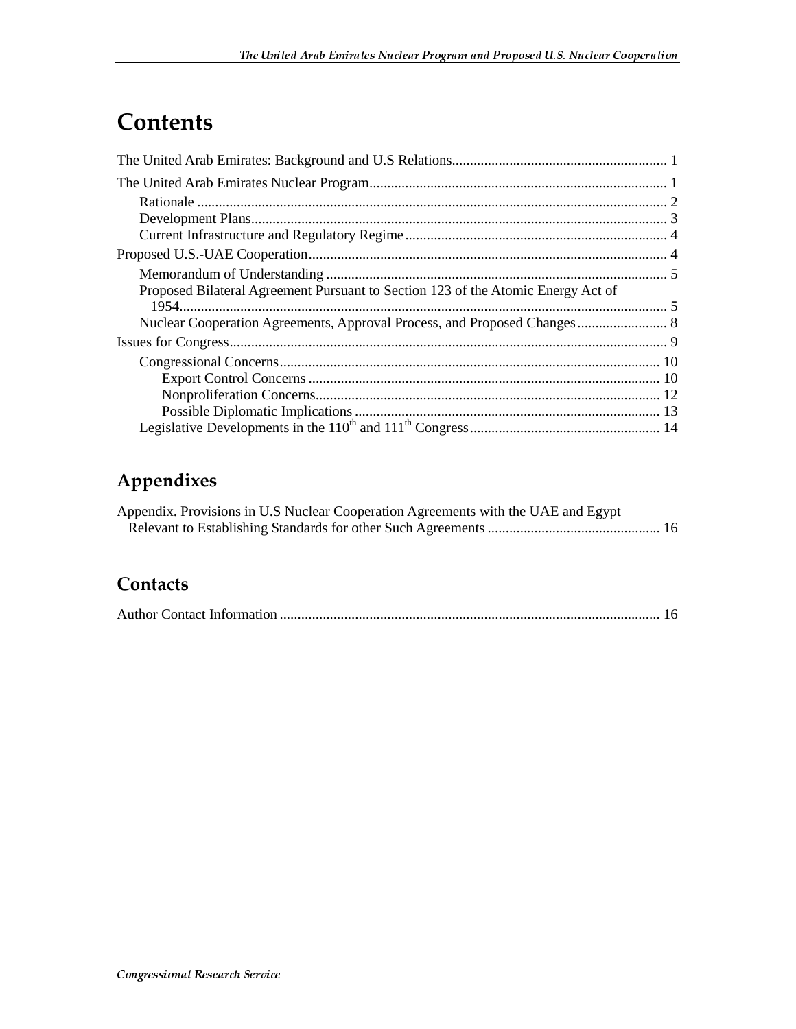# Contents

The United Arab Emirates: Background and U.S Relations............................................................ 1

The United Arab Emirates Nuclear Program.................................................................................. 1

- Rationale .................................................................................................................................. 2
- Development Plans................................................................................................................... 3
- Current Infrastructure and Regulatory Regime......................................................................... 4

Proposed U.S.-UAE Cooperation.................................................................................................... 4

- Memorandum of Understanding ............................................................................................... 5
- Proposed Bilateral Agreement Pursuant to Section 123 of the Atomic Energy Act of 1954....................................................................................................................................... 5
- Nuclear Cooperation Agreements, Approval Process, and Proposed Changes......................... 8

Issues for Congress.......................................................................................................................... 9

- Congressional Concerns.......................................................................................................... 10
    - Export Control Concerns .................................................................................................. 10
    - Nonproliferation Concerns................................................................................................ 12
    - Possible Diplomatic Implications..................................................................................... 13
- Legislative Developments in the 110th and 111th Congress..................................................... 14

## Appendixes

Appendix. Provisions in U.S Nuclear Cooperation Agreements with the UAE and Egypt Relevant to Establishing Standards for other Such Agreements ................................................ 16

## Contacts

Author Contact Information ......................................................................................................... 16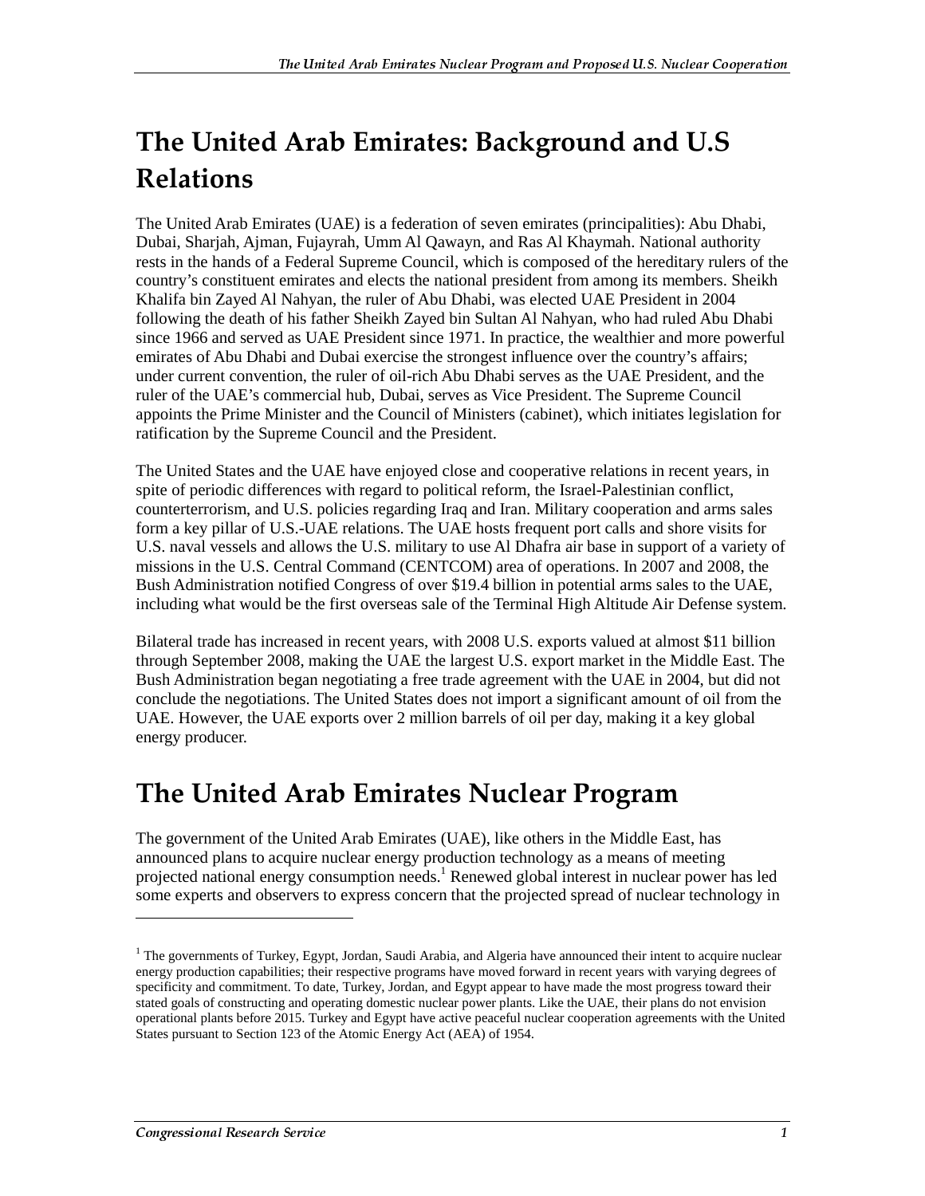# The United Arab Emirates: Background and U.S Relations

The United Arab Emirates (UAE) is a federation of seven emirates (principalities): Abu Dhabi, Dubai, Sharjah, Ajman, Fujayrah, Umm Al Qawayn, and Ras Al Khaymah. National authority rests in the hands of a Federal Supreme Council, which is composed of the hereditary rulers of the country's constituent emirates and elects the national president from among its members. Sheikh Khalifa bin Zayed Al Nahyan, the ruler of Abu Dhabi, was elected UAE President in 2004 following the death of his father Sheikh Zayed bin Sultan Al Nahyan, who had ruled Abu Dhabi since 1966 and served as UAE President since 1971. In practice, the wealthier and more powerful emirates of Abu Dhabi and Dubai exercise the strongest influence over the country's affairs; under current convention, the ruler of oil-rich Abu Dhabi serves as the UAE President, and the ruler of the UAE's commercial hub, Dubai, serves as Vice President. The Supreme Council appoints the Prime Minister and the Council of Ministers (cabinet), which initiates legislation for ratification by the Supreme Council and the President.

The United States and the UAE have enjoyed close and cooperative relations in recent years, in spite of periodic differences with regard to political reform, the Israel-Palestinian conflict, counterterrorism, and U.S. policies regarding Iraq and Iran. Military cooperation and arms sales form a key pillar of U.S.-UAE relations. The UAE hosts frequent port calls and shore visits for U.S. naval vessels and allows the U.S. military to use Al Dhafra air base in support of a variety of missions in the U.S. Central Command (CENTCOM) area of operations. In 2007 and 2008, the Bush Administration notified Congress of over $19.4 billion in potential arms sales to the UAE, including what would be the first overseas sale of the Terminal High Altitude Air Defense system.

Bilateral trade has increased in recent years, with 2008 U.S. exports valued at almost $11 billion through September 2008, making the UAE the largest U.S. export market in the Middle East. The Bush Administration began negotiating a free trade agreement with the UAE in 2004, but did not conclude the negotiations. The United States does not import a significant amount of oil from the UAE. However, the UAE exports over 2 million barrels of oil per day, making it a key global energy producer.

# The United Arab Emirates Nuclear Program

The government of the United Arab Emirates (UAE), like others in the Middle East, has announced plans to acquire nuclear energy production technology as a means of meeting projected national energy consumption needs.[1] Renewed global interest in nuclear power has led some experts and observers to express concern that the projected spread of nuclear technology in

---

[1] The governments of Turkey, Egypt, Jordan, Saudi Arabia, and Algeria have announced their intent to acquire nuclear energy production capabilities; their respective programs have moved forward in recent years with varying degrees of specificity and commitment. To date, Turkey, Jordan, and Egypt appear to have made the most progress toward their stated goals of constructing and operating domestic nuclear power plants. Like the UAE, their plans do not envision operational plants before 2015. Turkey and Egypt have active peaceful nuclear cooperation agreements with the United States pursuant to Section 123 of the Atomic Energy Act (AEA) of 1954.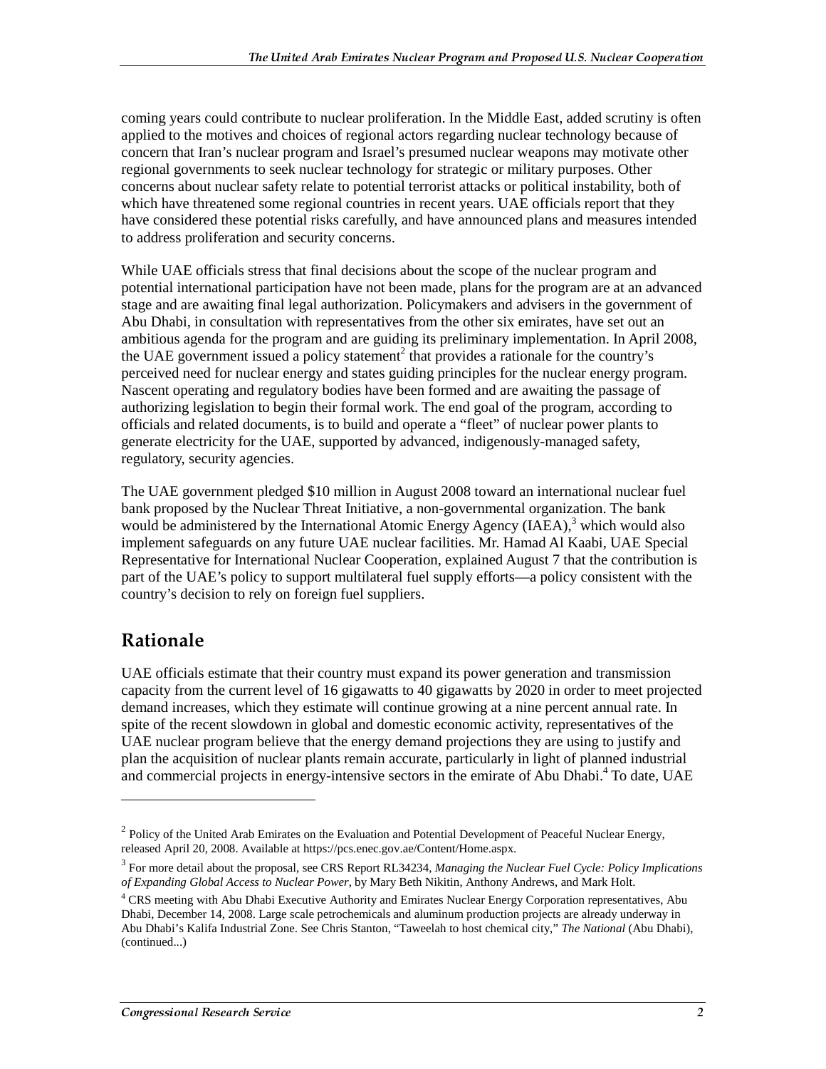coming years could contribute to nuclear proliferation. In the Middle East, added scrutiny is often applied to the motives and choices of regional actors regarding nuclear technology because of concern that Iran's nuclear program and Israel's presumed nuclear weapons may motivate other regional governments to seek nuclear technology for strategic or military purposes. Other concerns about nuclear safety relate to potential terrorist attacks or political instability, both of which have threatened some regional countries in recent years. UAE officials report that they have considered these potential risks carefully, and have announced plans and measures intended to address proliferation and security concerns.

While UAE officials stress that final decisions about the scope of the nuclear program and potential international participation have not been made, plans for the program are at an advanced stage and are awaiting final legal authorization. Policymakers and advisers in the government of Abu Dhabi, in consultation with representatives from the other six emirates, have set out an ambitious agenda for the program and are guiding its preliminary implementation. In April 2008, the UAE government issued a policy statement[2] that provides a rationale for the country's perceived need for nuclear energy and states guiding principles for the nuclear energy program. Nascent operating and regulatory bodies have been formed and are awaiting the passage of authorizing legislation to begin their formal work. The end goal of the program, according to officials and related documents, is to build and operate a "fleet" of nuclear power plants to generate electricity for the UAE, supported by advanced, indigenously-managed safety, regulatory, security agencies.

The UAE government pledged $10 million in August 2008 toward an international nuclear fuel bank proposed by the Nuclear Threat Initiative, a non-governmental organization. The bank would be administered by the International Atomic Energy Agency (IAEA),[3] which would also implement safeguards on any future UAE nuclear facilities. Mr. Hamad Al Kaabi, UAE Special Representative for International Nuclear Cooperation, explained August 7 that the contribution is part of the UAE's policy to support multilateral fuel supply efforts—a policy consistent with the country's decision to rely on foreign fuel suppliers.

## Rationale

UAE officials estimate that their country must expand its power generation and transmission capacity from the current level of 16 gigawatts to 40 gigawatts by 2020 in order to meet projected demand increases, which they estimate will continue growing at a nine percent annual rate. In spite of the recent slowdown in global and domestic economic activity, representatives of the UAE nuclear program believe that the energy demand projections they are using to justify and plan the acquisition of nuclear plants remain accurate, particularly in light of planned industrial and commercial projects in energy-intensive sectors in the emirate of Abu Dhabi.[4] To date, UAE

---

[2] Policy of the United Arab Emirates on the Evaluation and Potential Development of Peaceful Nuclear Energy, released April 20, 2008. Available at https://pcs.enec.gov.ae/Content/Home.aspx.

[3] For more detail about the proposal, see CRS Report RL34234, *Managing the Nuclear Fuel Cycle: Policy Implications of Expanding Global Access to Nuclear Power*, by Mary Beth Nikitin, Anthony Andrews, and Mark Holt.

[4] CRS meeting with Abu Dhabi Executive Authority and Emirates Nuclear Energy Corporation representatives, Abu Dhabi, December 14, 2008. Large scale petrochemicals and aluminum production projects are already underway in Abu Dhabi's Kalifa Industrial Zone. See Chris Stanton, "Taweelah to host chemical city," *The National* (Abu Dhabi), (continued...)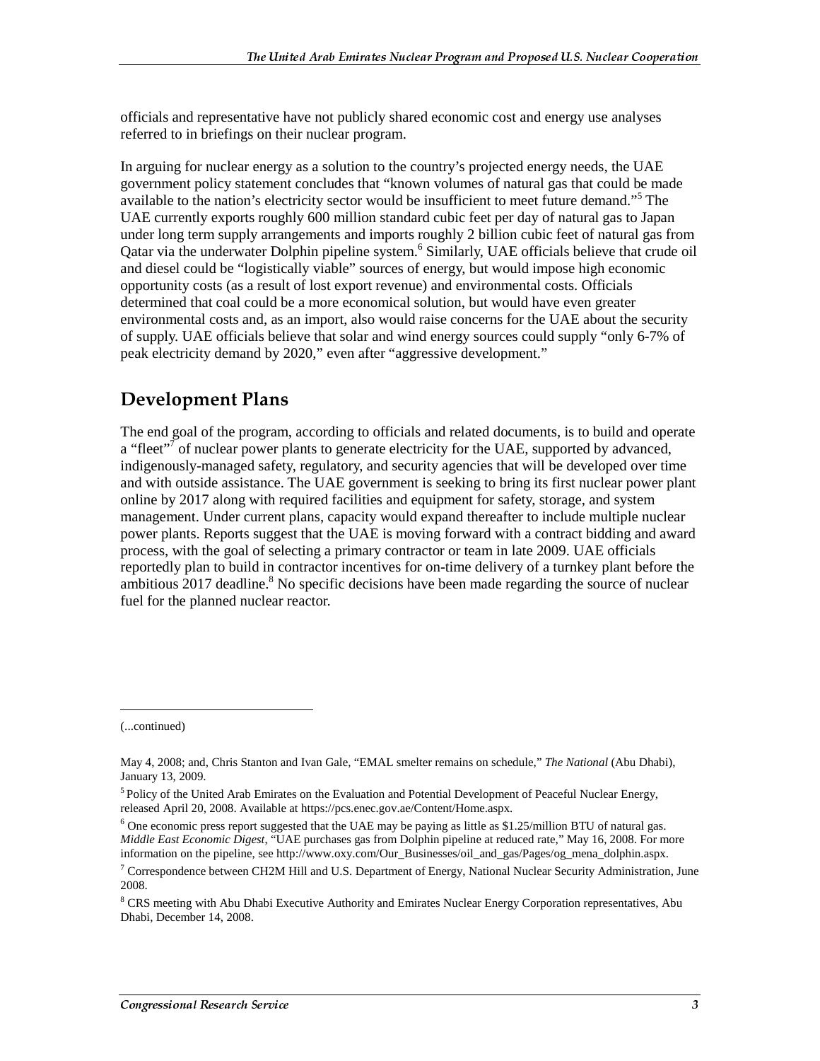officials and representative have not publicly shared economic cost and energy use analyses referred to in briefings on their nuclear program.

In arguing for nuclear energy as a solution to the country's projected energy needs, the UAE government policy statement concludes that "known volumes of natural gas that could be made available to the nation's electricity sector would be insufficient to meet future demand."[5] The UAE currently exports roughly 600 million standard cubic feet per day of natural gas to Japan under long term supply arrangements and imports roughly 2 billion cubic feet of natural gas from Qatar via the underwater Dolphin pipeline system.[6] Similarly, UAE officials believe that crude oil and diesel could be "logistically viable" sources of energy, but would impose high economic opportunity costs (as a result of lost export revenue) and environmental costs. Officials determined that coal could be a more economical solution, but would have even greater environmental costs and, as an import, also would raise concerns for the UAE about the security of supply. UAE officials believe that solar and wind energy sources could supply "only 6-7% of peak electricity demand by 2020," even after "aggressive development."

## Development Plans

The end goal of the program, according to officials and related documents, is to build and operate a "fleet"[7] of nuclear power plants to generate electricity for the UAE, supported by advanced, indigenously-managed safety, regulatory, and security agencies that will be developed over time and with outside assistance. The UAE government is seeking to bring its first nuclear power plant online by 2017 along with required facilities and equipment for safety, storage, and system management. Under current plans, capacity would expand thereafter to include multiple nuclear power plants. Reports suggest that the UAE is moving forward with a contract bidding and award process, with the goal of selecting a primary contractor or team in late 2009. UAE officials reportedly plan to build in contractor incentives for on-time delivery of a turnkey plant before the ambitious 2017 deadline.[8] No specific decisions have been made regarding the source of nuclear fuel for the planned nuclear reactor.

---

(...continued)

May 4, 2008; and, Chris Stanton and Ivan Gale, "EMAL smelter remains on schedule," *The National* (Abu Dhabi), January 13, 2009.

[5] Policy of the United Arab Emirates on the Evaluation and Potential Development of Peaceful Nuclear Energy, released April 20, 2008. Available at https://pcs.enec.gov.ae/Content/Home.aspx.

[6] One economic press report suggested that the UAE may be paying as little as $1.25/million BTU of natural gas. *Middle East Economic Digest*, "UAE purchases gas from Dolphin pipeline at reduced rate," May 16, 2008. For more information on the pipeline, see http://www.oxy.com/Our_Businesses/oil_and_gas/Pages/og_mena_dolphin.aspx.

[7] Correspondence between CH2M Hill and U.S. Department of Energy, National Nuclear Security Administration, June 2008.

[8] CRS meeting with Abu Dhabi Executive Authority and Emirates Nuclear Energy Corporation representatives, Abu Dhabi, December 14, 2008.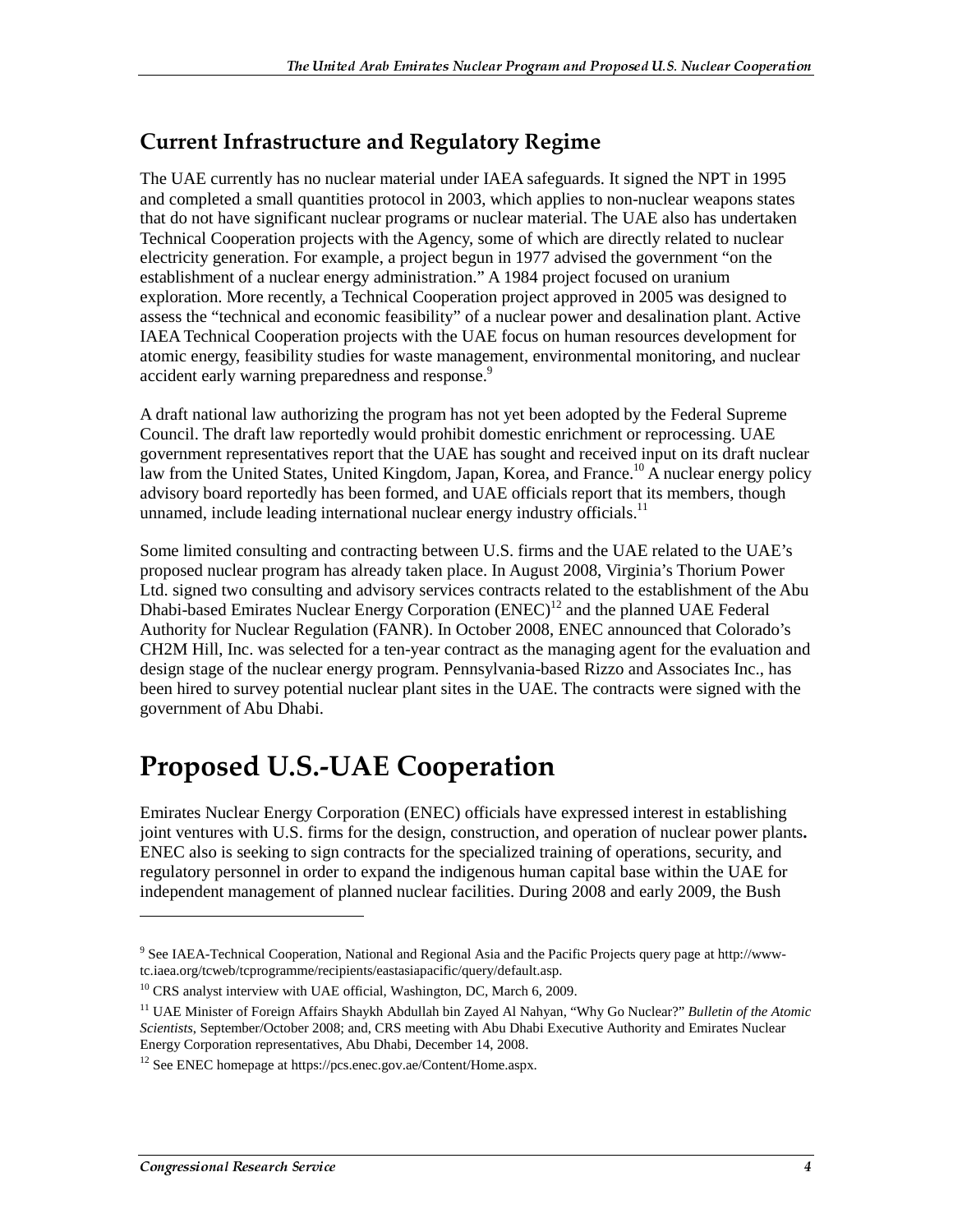## Current Infrastructure and Regulatory Regime

The UAE currently has no nuclear material under IAEA safeguards. It signed the NPT in 1995 and completed a small quantities protocol in 2003, which applies to non-nuclear weapons states that do not have significant nuclear programs or nuclear material. The UAE also has undertaken Technical Cooperation projects with the Agency, some of which are directly related to nuclear electricity generation. For example, a project begun in 1977 advised the government "on the establishment of a nuclear energy administration." A 1984 project focused on uranium exploration. More recently, a Technical Cooperation project approved in 2005 was designed to assess the "technical and economic feasibility" of a nuclear power and desalination plant. Active IAEA Technical Cooperation projects with the UAE focus on human resources development for atomic energy, feasibility studies for waste management, environmental monitoring, and nuclear accident early warning preparedness and response.[9]

A draft national law authorizing the program has not yet been adopted by the Federal Supreme Council. The draft law reportedly would prohibit domestic enrichment or reprocessing. UAE government representatives report that the UAE has sought and received input on its draft nuclear law from the United States, United Kingdom, Japan, Korea, and France.[10] A nuclear energy policy advisory board reportedly has been formed, and UAE officials report that its members, though unnamed, include leading international nuclear energy industry officials.[11]

Some limited consulting and contracting between U.S. firms and the UAE related to the UAE's proposed nuclear program has already taken place. In August 2008, Virginia's Thorium Power Ltd. signed two consulting and advisory services contracts related to the establishment of the Abu Dhabi-based Emirates Nuclear Energy Corporation (ENEC)[12] and the planned UAE Federal Authority for Nuclear Regulation (FANR). In October 2008, ENEC announced that Colorado's CH2M Hill, Inc. was selected for a ten-year contract as the managing agent for the evaluation and design stage of the nuclear energy program. Pennsylvania-based Rizzo and Associates Inc., has been hired to survey potential nuclear plant sites in the UAE. The contracts were signed with the government of Abu Dhabi.

# Proposed U.S.-UAE Cooperation

Emirates Nuclear Energy Corporation (ENEC) officials have expressed interest in establishing joint ventures with U.S. firms for the design, construction, and operation of nuclear power plants**.** ENEC also is seeking to sign contracts for the specialized training of operations, security, and regulatory personnel in order to expand the indigenous human capital base within the UAE for independent management of planned nuclear facilities. During 2008 and early 2009, the Bush

---

[9] See IAEA-Technical Cooperation, National and Regional Asia and the Pacific Projects query page at http://www-tc.iaea.org/tcweb/tcprogramme/recipients/eastasiapacific/query/default.asp.

[10] CRS analyst interview with UAE official, Washington, DC, March 6, 2009.

[11] UAE Minister of Foreign Affairs Shaykh Abdullah bin Zayed Al Nahyan, "Why Go Nuclear?" *Bulletin of the Atomic Scientists*, September/October 2008; and, CRS meeting with Abu Dhabi Executive Authority and Emirates Nuclear Energy Corporation representatives, Abu Dhabi, December 14, 2008.

[12] See ENEC homepage at https://pcs.enec.gov.ae/Content/Home.aspx.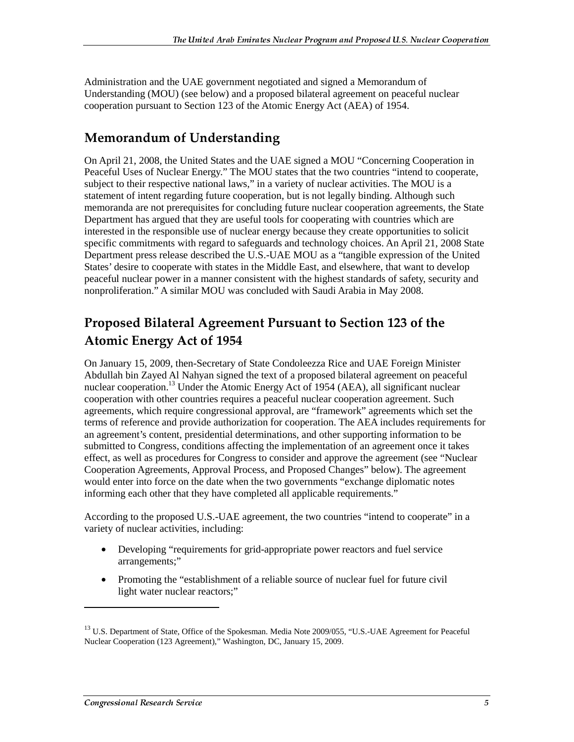Administration and the UAE government negotiated and signed a Memorandum of Understanding (MOU) (see below) and a proposed bilateral agreement on peaceful nuclear cooperation pursuant to Section 123 of the Atomic Energy Act (AEA) of 1954.

## Memorandum of Understanding

On April 21, 2008, the United States and the UAE signed a MOU "Concerning Cooperation in Peaceful Uses of Nuclear Energy." The MOU states that the two countries "intend to cooperate, subject to their respective national laws," in a variety of nuclear activities. The MOU is a statement of intent regarding future cooperation, but is not legally binding. Although such memoranda are not prerequisites for concluding future nuclear cooperation agreements, the State Department has argued that they are useful tools for cooperating with countries which are interested in the responsible use of nuclear energy because they create opportunities to solicit specific commitments with regard to safeguards and technology choices. An April 21, 2008 State Department press release described the U.S.-UAE MOU as a "tangible expression of the United States' desire to cooperate with states in the Middle East, and elsewhere, that want to develop peaceful nuclear power in a manner consistent with the highest standards of safety, security and nonproliferation." A similar MOU was concluded with Saudi Arabia in May 2008.

## Proposed Bilateral Agreement Pursuant to Section 123 of the Atomic Energy Act of 1954

On January 15, 2009, then-Secretary of State Condoleezza Rice and UAE Foreign Minister Abdullah bin Zayed Al Nahyan signed the text of a proposed bilateral agreement on peaceful nuclear cooperation.[13] Under the Atomic Energy Act of 1954 (AEA), all significant nuclear cooperation with other countries requires a peaceful nuclear cooperation agreement. Such agreements, which require congressional approval, are "framework" agreements which set the terms of reference and provide authorization for cooperation. The AEA includes requirements for an agreement's content, presidential determinations, and other supporting information to be submitted to Congress, conditions affecting the implementation of an agreement once it takes effect, as well as procedures for Congress to consider and approve the agreement (see "Nuclear Cooperation Agreements, Approval Process, and Proposed Changes" below). The agreement would enter into force on the date when the two governments "exchange diplomatic notes informing each other that they have completed all applicable requirements."

According to the proposed U.S.-UAE agreement, the two countries "intend to cooperate" in a variety of nuclear activities, including:

- Developing "requirements for grid-appropriate power reactors and fuel service arrangements;"
- Promoting the "establishment of a reliable source of nuclear fuel for future civil light water nuclear reactors;"

---

[13] U.S. Department of State, Office of the Spokesman. Media Note 2009/055, "U.S.-UAE Agreement for Peaceful Nuclear Cooperation (123 Agreement)," Washington, DC, January 15, 2009.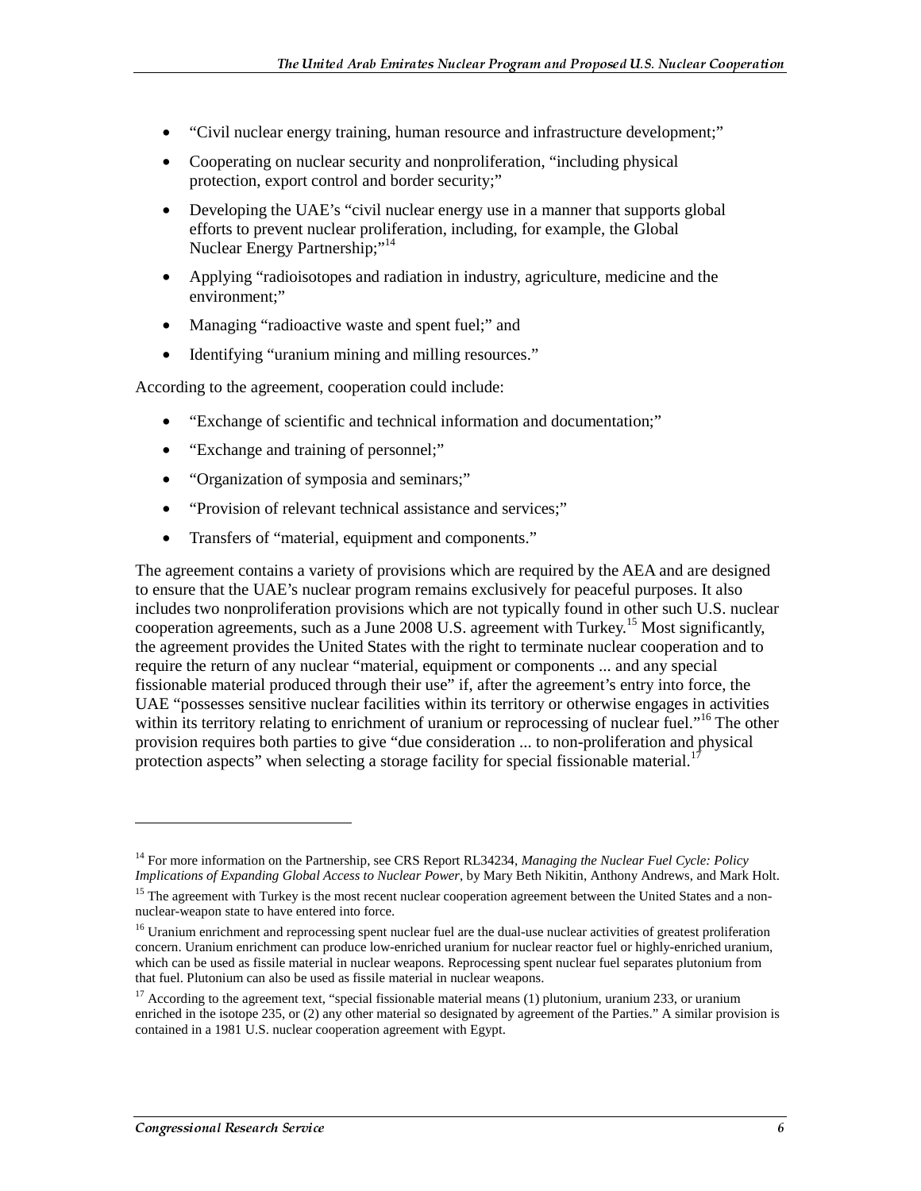- "Civil nuclear energy training, human resource and infrastructure development;"
- Cooperating on nuclear security and nonproliferation, "including physical protection, export control and border security;"
- Developing the UAE's "civil nuclear energy use in a manner that supports global efforts to prevent nuclear proliferation, including, for example, the Global Nuclear Energy Partnership;"[14]
- Applying "radioisotopes and radiation in industry, agriculture, medicine and the environment;"
- Managing "radioactive waste and spent fuel;" and
- Identifying "uranium mining and milling resources."

According to the agreement, cooperation could include:

- "Exchange of scientific and technical information and documentation;"
- "Exchange and training of personnel;"
- "Organization of symposia and seminars;"
- "Provision of relevant technical assistance and services;"
- Transfers of "material, equipment and components."

The agreement contains a variety of provisions which are required by the AEA and are designed to ensure that the UAE's nuclear program remains exclusively for peaceful purposes. It also includes two nonproliferation provisions which are not typically found in other such U.S. nuclear cooperation agreements, such as a June 2008 U.S. agreement with Turkey.[15] Most significantly, the agreement provides the United States with the right to terminate nuclear cooperation and to require the return of any nuclear "material, equipment or components ... and any special fissionable material produced through their use" if, after the agreement's entry into force, the UAE "possesses sensitive nuclear facilities within its territory or otherwise engages in activities within its territory relating to enrichment of uranium or reprocessing of nuclear fuel."[16] The other provision requires both parties to give "due consideration ... to non-proliferation and physical protection aspects" when selecting a storage facility for special fissionable material.[17]

---

[14] For more information on the Partnership, see CRS Report RL34234, *Managing the Nuclear Fuel Cycle: Policy Implications of Expanding Global Access to Nuclear Power*, by Mary Beth Nikitin, Anthony Andrews, and Mark Holt.

[15] The agreement with Turkey is the most recent nuclear cooperation agreement between the United States and a non-nuclear-weapon state to have entered into force.

[16] Uranium enrichment and reprocessing spent nuclear fuel are the dual-use nuclear activities of greatest proliferation concern. Uranium enrichment can produce low-enriched uranium for nuclear reactor fuel or highly-enriched uranium, which can be used as fissile material in nuclear weapons. Reprocessing spent nuclear fuel separates plutonium from that fuel. Plutonium can also be used as fissile material in nuclear weapons.

[17] According to the agreement text, "special fissionable material means (1) plutonium, uranium 233, or uranium enriched in the isotope 235, or (2) any other material so designated by agreement of the Parties." A similar provision is contained in a 1981 U.S. nuclear cooperation agreement with Egypt.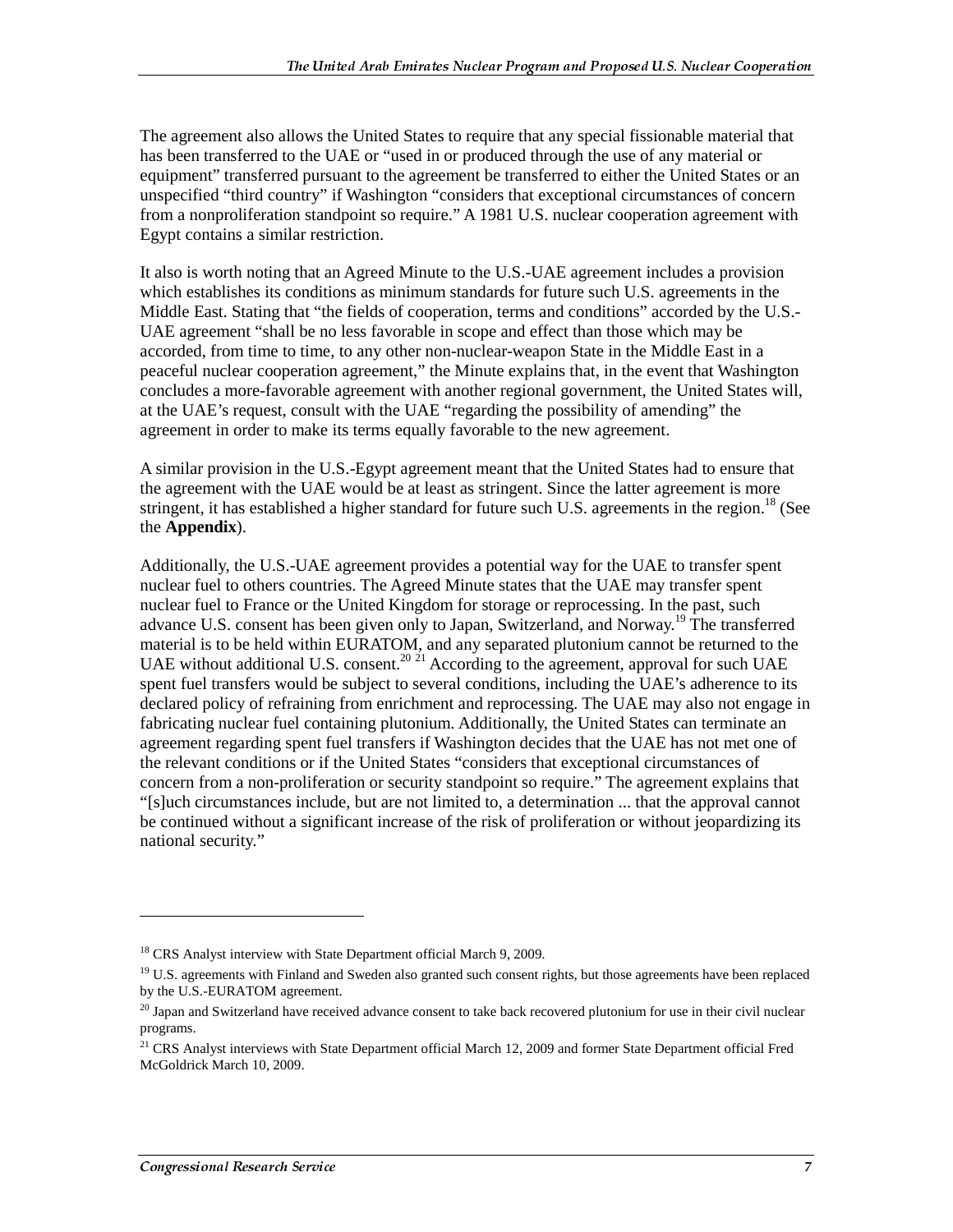The agreement also allows the United States to require that any special fissionable material that has been transferred to the UAE or "used in or produced through the use of any material or equipment" transferred pursuant to the agreement be transferred to either the United States or an unspecified "third country" if Washington "considers that exceptional circumstances of concern from a nonproliferation standpoint so require." A 1981 U.S. nuclear cooperation agreement with Egypt contains a similar restriction.

It also is worth noting that an Agreed Minute to the U.S.-UAE agreement includes a provision which establishes its conditions as minimum standards for future such U.S. agreements in the Middle East. Stating that "the fields of cooperation, terms and conditions" accorded by the U.S.-UAE agreement "shall be no less favorable in scope and effect than those which may be accorded, from time to time, to any other non-nuclear-weapon State in the Middle East in a peaceful nuclear cooperation agreement," the Minute explains that, in the event that Washington concludes a more-favorable agreement with another regional government, the United States will, at the UAE's request, consult with the UAE "regarding the possibility of amending" the agreement in order to make its terms equally favorable to the new agreement.

A similar provision in the U.S.-Egypt agreement meant that the United States had to ensure that the agreement with the UAE would be at least as stringent. Since the latter agreement is more stringent, it has established a higher standard for future such U.S. agreements in the region.[18] (See the **Appendix**).

Additionally, the U.S.-UAE agreement provides a potential way for the UAE to transfer spent nuclear fuel to others countries. The Agreed Minute states that the UAE may transfer spent nuclear fuel to France or the United Kingdom for storage or reprocessing. In the past, such advance U.S. consent has been given only to Japan, Switzerland, and Norway.[19] The transferred material is to be held within EURATOM, and any separated plutonium cannot be returned to the UAE without additional U.S. consent.[20] [21] According to the agreement, approval for such UAE spent fuel transfers would be subject to several conditions, including the UAE's adherence to its declared policy of refraining from enrichment and reprocessing. The UAE may also not engage in fabricating nuclear fuel containing plutonium. Additionally, the United States can terminate an agreement regarding spent fuel transfers if Washington decides that the UAE has not met one of the relevant conditions or if the United States "considers that exceptional circumstances of concern from a non-proliferation or security standpoint so require." The agreement explains that "[s]uch circumstances include, but are not limited to, a determination ... that the approval cannot be continued without a significant increase of the risk of proliferation or without jeopardizing its national security."

---

[18] CRS Analyst interview with State Department official March 9, 2009.

[19] U.S. agreements with Finland and Sweden also granted such consent rights, but those agreements have been replaced by the U.S.-EURATOM agreement.

[20] Japan and Switzerland have received advance consent to take back recovered plutonium for use in their civil nuclear programs.

[21] CRS Analyst interviews with State Department official March 12, 2009 and former State Department official Fred McGoldrick March 10, 2009.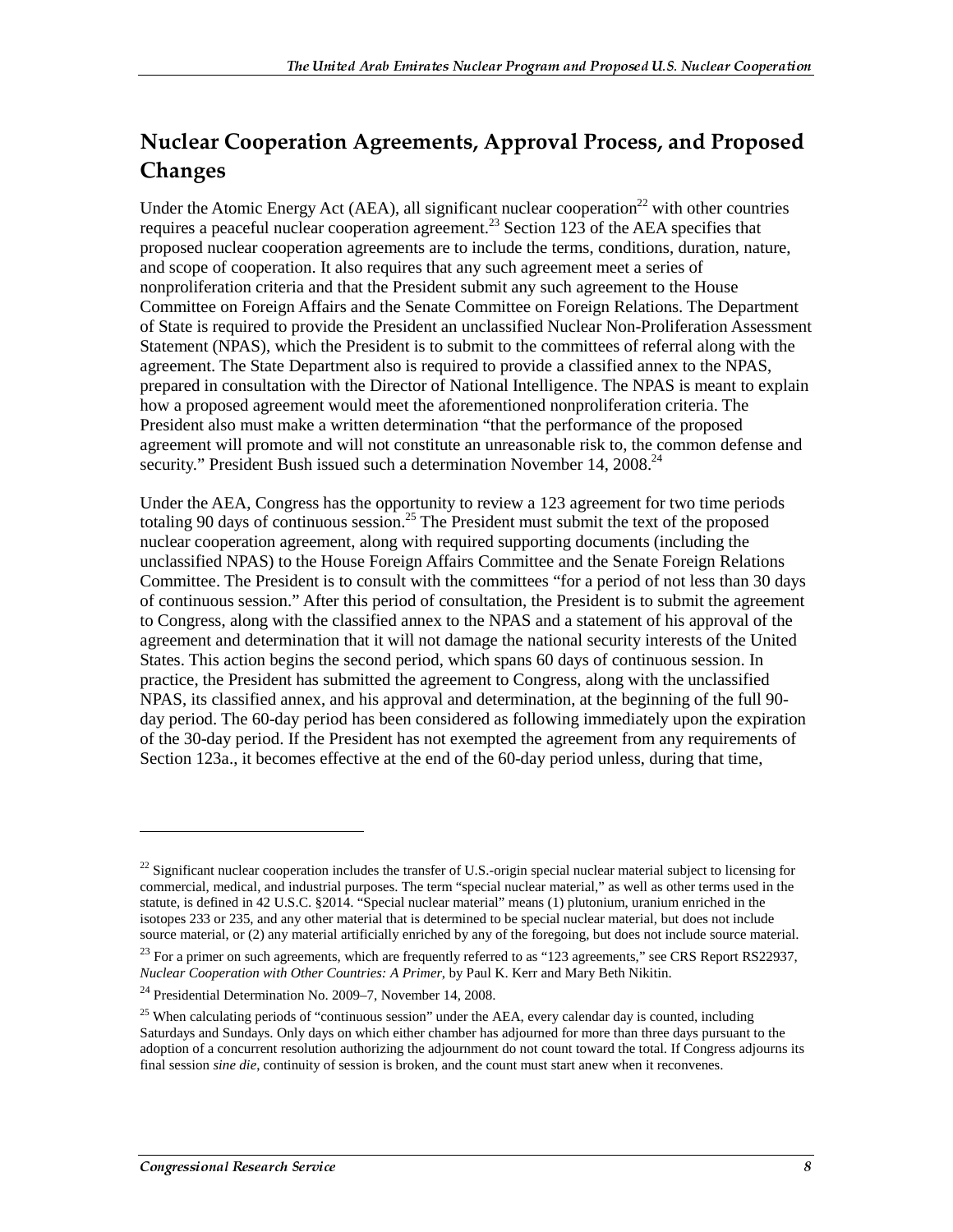## Nuclear Cooperation Agreements, Approval Process, and Proposed Changes

Under the Atomic Energy Act (AEA), all significant nuclear cooperation[22] with other countries requires a peaceful nuclear cooperation agreement.[23] Section 123 of the AEA specifies that proposed nuclear cooperation agreements are to include the terms, conditions, duration, nature, and scope of cooperation. It also requires that any such agreement meet a series of nonproliferation criteria and that the President submit any such agreement to the House Committee on Foreign Affairs and the Senate Committee on Foreign Relations. The Department of State is required to provide the President an unclassified Nuclear Non-Proliferation Assessment Statement (NPAS), which the President is to submit to the committees of referral along with the agreement. The State Department also is required to provide a classified annex to the NPAS, prepared in consultation with the Director of National Intelligence. The NPAS is meant to explain how a proposed agreement would meet the aforementioned nonproliferation criteria. The President also must make a written determination "that the performance of the proposed agreement will promote and will not constitute an unreasonable risk to, the common defense and security." President Bush issued such a determination November 14, 2008.[24]

Under the AEA, Congress has the opportunity to review a 123 agreement for two time periods totaling 90 days of continuous session.[25] The President must submit the text of the proposed nuclear cooperation agreement, along with required supporting documents (including the unclassified NPAS) to the House Foreign Affairs Committee and the Senate Foreign Relations Committee. The President is to consult with the committees "for a period of not less than 30 days of continuous session." After this period of consultation, the President is to submit the agreement to Congress, along with the classified annex to the NPAS and a statement of his approval of the agreement and determination that it will not damage the national security interests of the United States. This action begins the second period, which spans 60 days of continuous session. In practice, the President has submitted the agreement to Congress, along with the unclassified NPAS, its classified annex, and his approval and determination, at the beginning of the full 90-day period. The 60-day period has been considered as following immediately upon the expiration of the 30-day period. If the President has not exempted the agreement from any requirements of Section 123a., it becomes effective at the end of the 60-day period unless, during that time,

---

[22] Significant nuclear cooperation includes the transfer of U.S.-origin special nuclear material subject to licensing for commercial, medical, and industrial purposes. The term "special nuclear material," as well as other terms used in the statute, is defined in 42 U.S.C. §2014. "Special nuclear material" means (1) plutonium, uranium enriched in the isotopes 233 or 235, and any other material that is determined to be special nuclear material, but does not include source material, or (2) any material artificially enriched by any of the foregoing, but does not include source material.

[23] For a primer on such agreements, which are frequently referred to as "123 agreements," see CRS Report RS22937, *Nuclear Cooperation with Other Countries: A Primer*, by Paul K. Kerr and Mary Beth Nikitin.

[24] Presidential Determination No. 2009–7, November 14, 2008.

[25] When calculating periods of "continuous session" under the AEA, every calendar day is counted, including Saturdays and Sundays. Only days on which either chamber has adjourned for more than three days pursuant to the adoption of a concurrent resolution authorizing the adjournment do not count toward the total. If Congress adjourns its final session *sine die*, continuity of session is broken, and the count must start anew when it reconvenes.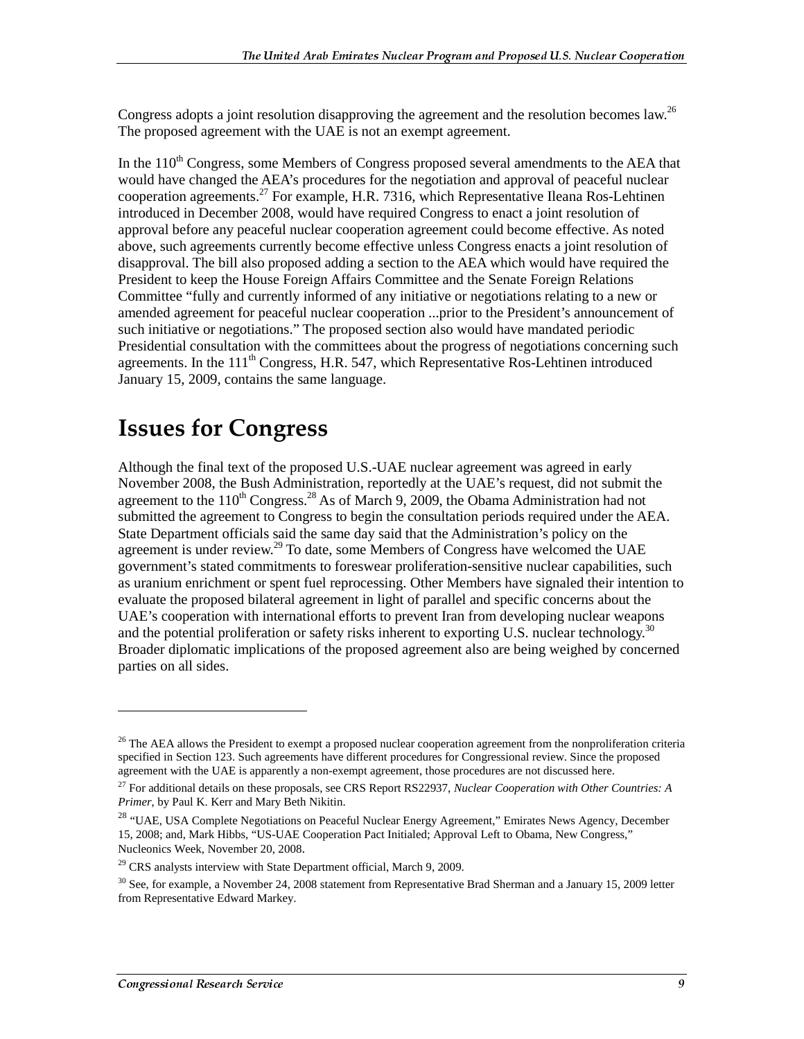Congress adopts a joint resolution disapproving the agreement and the resolution becomes law.[26] The proposed agreement with the UAE is not an exempt agreement.

In the 110th Congress, some Members of Congress proposed several amendments to the AEA that would have changed the AEA's procedures for the negotiation and approval of peaceful nuclear cooperation agreements.[27] For example, H.R. 7316, which Representative Ileana Ros-Lehtinen introduced in December 2008, would have required Congress to enact a joint resolution of approval before any peaceful nuclear cooperation agreement could become effective. As noted above, such agreements currently become effective unless Congress enacts a joint resolution of disapproval. The bill also proposed adding a section to the AEA which would have required the President to keep the House Foreign Affairs Committee and the Senate Foreign Relations Committee "fully and currently informed of any initiative or negotiations relating to a new or amended agreement for peaceful nuclear cooperation ...prior to the President's announcement of such initiative or negotiations." The proposed section also would have mandated periodic Presidential consultation with the committees about the progress of negotiations concerning such agreements. In the 111th Congress, H.R. 547, which Representative Ros-Lehtinen introduced January 15, 2009, contains the same language.

# Issues for Congress

Although the final text of the proposed U.S.-UAE nuclear agreement was agreed in early November 2008, the Bush Administration, reportedly at the UAE's request, did not submit the agreement to the 110th Congress.[28] As of March 9, 2009, the Obama Administration had not submitted the agreement to Congress to begin the consultation periods required under the AEA. State Department officials said the same day said that the Administration's policy on the agreement is under review.[29] To date, some Members of Congress have welcomed the UAE government's stated commitments to foreswear proliferation-sensitive nuclear capabilities, such as uranium enrichment or spent fuel reprocessing. Other Members have signaled their intention to evaluate the proposed bilateral agreement in light of parallel and specific concerns about the UAE's cooperation with international efforts to prevent Iran from developing nuclear weapons and the potential proliferation or safety risks inherent to exporting U.S. nuclear technology.[30] Broader diplomatic implications of the proposed agreement also are being weighed by concerned parties on all sides.

---

[26] The AEA allows the President to exempt a proposed nuclear cooperation agreement from the nonproliferation criteria specified in Section 123. Such agreements have different procedures for Congressional review. Since the proposed agreement with the UAE is apparently a non-exempt agreement, those procedures are not discussed here.

[27] For additional details on these proposals, see CRS Report RS22937, *Nuclear Cooperation with Other Countries: A Primer*, by Paul K. Kerr and Mary Beth Nikitin.

[28] "UAE, USA Complete Negotiations on Peaceful Nuclear Energy Agreement," Emirates News Agency, December 15, 2008; and, Mark Hibbs, "US-UAE Cooperation Pact Initialed; Approval Left to Obama, New Congress," Nucleonics Week, November 20, 2008.

[29] CRS analysts interview with State Department official, March 9, 2009.

[30] See, for example, a November 24, 2008 statement from Representative Brad Sherman and a January 15, 2009 letter from Representative Edward Markey.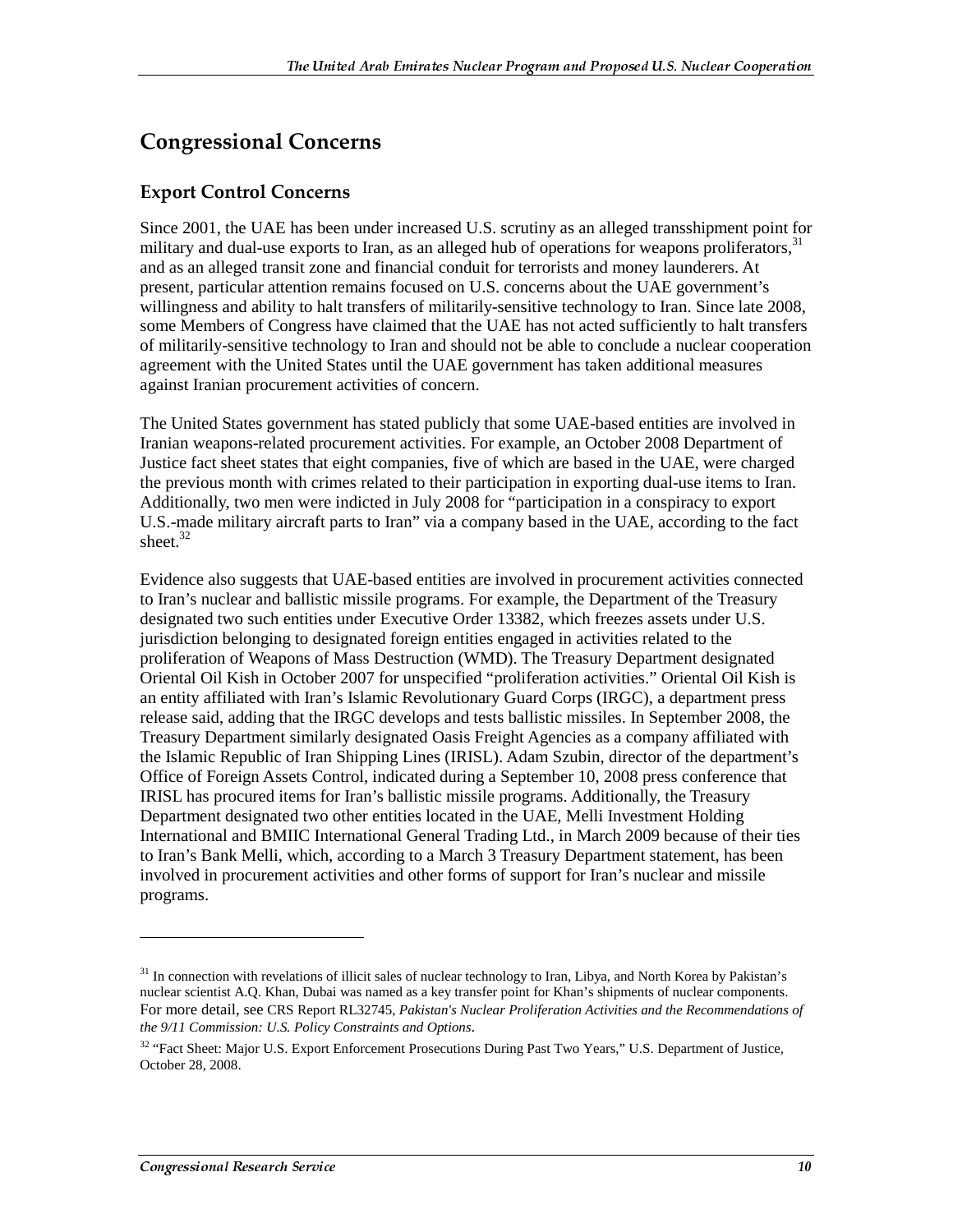## Congressional Concerns

### Export Control Concerns

Since 2001, the UAE has been under increased U.S. scrutiny as an alleged transshipment point for military and dual-use exports to Iran, as an alleged hub of operations for weapons proliferators,[31] and as an alleged transit zone and financial conduit for terrorists and money launderers. At present, particular attention remains focused on U.S. concerns about the UAE government's willingness and ability to halt transfers of militarily-sensitive technology to Iran. Since late 2008, some Members of Congress have claimed that the UAE has not acted sufficiently to halt transfers of militarily-sensitive technology to Iran and should not be able to conclude a nuclear cooperation agreement with the United States until the UAE government has taken additional measures against Iranian procurement activities of concern.

The United States government has stated publicly that some UAE-based entities are involved in Iranian weapons-related procurement activities. For example, an October 2008 Department of Justice fact sheet states that eight companies, five of which are based in the UAE, were charged the previous month with crimes related to their participation in exporting dual-use items to Iran. Additionally, two men were indicted in July 2008 for "participation in a conspiracy to export U.S.-made military aircraft parts to Iran" via a company based in the UAE, according to the fact sheet.[32]

Evidence also suggests that UAE-based entities are involved in procurement activities connected to Iran's nuclear and ballistic missile programs. For example, the Department of the Treasury designated two such entities under Executive Order 13382, which freezes assets under U.S. jurisdiction belonging to designated foreign entities engaged in activities related to the proliferation of Weapons of Mass Destruction (WMD). The Treasury Department designated Oriental Oil Kish in October 2007 for unspecified "proliferation activities." Oriental Oil Kish is an entity affiliated with Iran's Islamic Revolutionary Guard Corps (IRGC), a department press release said, adding that the IRGC develops and tests ballistic missiles. In September 2008, the Treasury Department similarly designated Oasis Freight Agencies as a company affiliated with the Islamic Republic of Iran Shipping Lines (IRISL). Adam Szubin, director of the department's Office of Foreign Assets Control, indicated during a September 10, 2008 press conference that IRISL has procured items for Iran's ballistic missile programs. Additionally, the Treasury Department designated two other entities located in the UAE, Melli Investment Holding International and BMIIC International General Trading Ltd., in March 2009 because of their ties to Iran's Bank Melli, which, according to a March 3 Treasury Department statement, has been involved in procurement activities and other forms of support for Iran's nuclear and missile programs.

---

[31] In connection with revelations of illicit sales of nuclear technology to Iran, Libya, and North Korea by Pakistan's nuclear scientist A.Q. Khan, Dubai was named as a key transfer point for Khan's shipments of nuclear components. For more detail, see CRS Report RL32745, *Pakistan's Nuclear Proliferation Activities and the Recommendations of the 9/11 Commission: U.S. Policy Constraints and Options*.

[32] "Fact Sheet: Major U.S. Export Enforcement Prosecutions During Past Two Years," U.S. Department of Justice, October 28, 2008.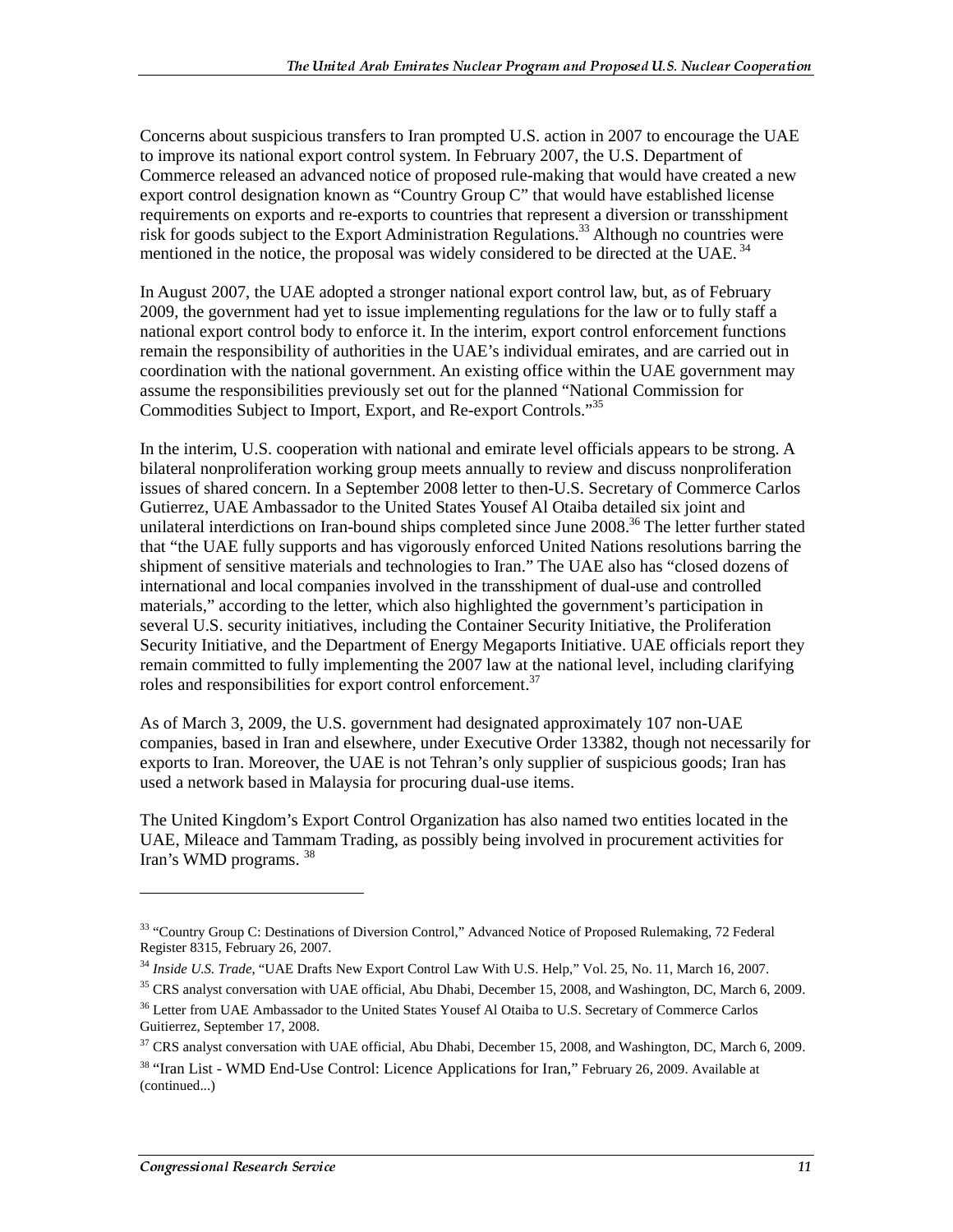Concerns about suspicious transfers to Iran prompted U.S. action in 2007 to encourage the UAE to improve its national export control system. In February 2007, the U.S. Department of Commerce released an advanced notice of proposed rule-making that would have created a new export control designation known as "Country Group C" that would have established license requirements on exports and re-exports to countries that represent a diversion or transshipment risk for goods subject to the Export Administration Regulations.[33] Although no countries were mentioned in the notice, the proposal was widely considered to be directed at the UAE.[34]

In August 2007, the UAE adopted a stronger national export control law, but, as of February 2009, the government had yet to issue implementing regulations for the law or to fully staff a national export control body to enforce it. In the interim, export control enforcement functions remain the responsibility of authorities in the UAE's individual emirates, and are carried out in coordination with the national government. An existing office within the UAE government may assume the responsibilities previously set out for the planned "National Commission for Commodities Subject to Import, Export, and Re-export Controls."[35]

In the interim, U.S. cooperation with national and emirate level officials appears to be strong. A bilateral nonproliferation working group meets annually to review and discuss nonproliferation issues of shared concern. In a September 2008 letter to then-U.S. Secretary of Commerce Carlos Gutierrez, UAE Ambassador to the United States Yousef Al Otaiba detailed six joint and unilateral interdictions on Iran-bound ships completed since June 2008.[36] The letter further stated that "the UAE fully supports and has vigorously enforced United Nations resolutions barring the shipment of sensitive materials and technologies to Iran." The UAE also has "closed dozens of international and local companies involved in the transshipment of dual-use and controlled materials," according to the letter, which also highlighted the government's participation in several U.S. security initiatives, including the Container Security Initiative, the Proliferation Security Initiative, and the Department of Energy Megaports Initiative. UAE officials report they remain committed to fully implementing the 2007 law at the national level, including clarifying roles and responsibilities for export control enforcement.[37]

As of March 3, 2009, the U.S. government had designated approximately 107 non-UAE companies, based in Iran and elsewhere, under Executive Order 13382, though not necessarily for exports to Iran. Moreover, the UAE is not Tehran's only supplier of suspicious goods; Iran has used a network based in Malaysia for procuring dual-use items.

The United Kingdom's Export Control Organization has also named two entities located in the UAE, Mileace and Tammam Trading, as possibly being involved in procurement activities for Iran's WMD programs.[38]

---

[33] "Country Group C: Destinations of Diversion Control," Advanced Notice of Proposed Rulemaking, 72 Federal Register 8315, February 26, 2007.

[34] *Inside U.S. Trade*, "UAE Drafts New Export Control Law With U.S. Help," Vol. 25, No. 11, March 16, 2007.

[35] CRS analyst conversation with UAE official, Abu Dhabi, December 15, 2008, and Washington, DC, March 6, 2009.

[36] Letter from UAE Ambassador to the United States Yousef Al Otaiba to U.S. Secretary of Commerce Carlos Guitierrez, September 17, 2008.

[37] CRS analyst conversation with UAE official, Abu Dhabi, December 15, 2008, and Washington, DC, March 6, 2009.

[38] "Iran List - WMD End-Use Control: Licence Applications for Iran," February 26, 2009. Available at (continued...)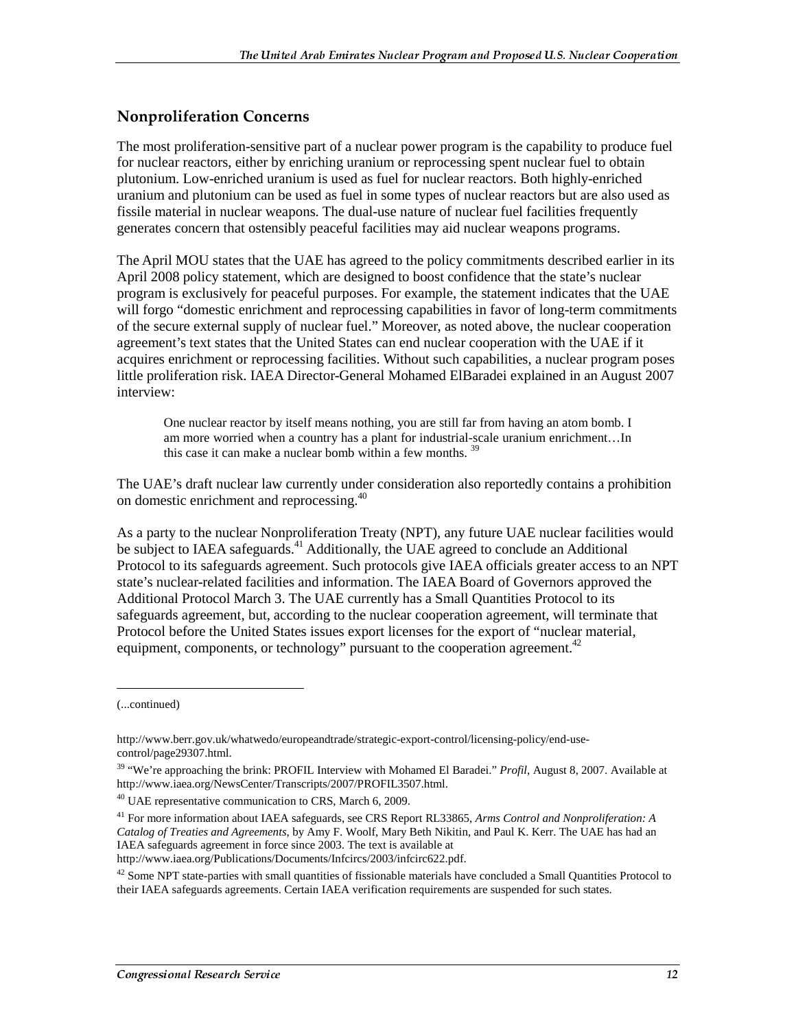## Nonproliferation Concerns

The most proliferation-sensitive part of a nuclear power program is the capability to produce fuel for nuclear reactors, either by enriching uranium or reprocessing spent nuclear fuel to obtain plutonium. Low-enriched uranium is used as fuel for nuclear reactors. Both highly-enriched uranium and plutonium can be used as fuel in some types of nuclear reactors but are also used as fissile material in nuclear weapons. The dual-use nature of nuclear fuel facilities frequently generates concern that ostensibly peaceful facilities may aid nuclear weapons programs.

The April MOU states that the UAE has agreed to the policy commitments described earlier in its April 2008 policy statement, which are designed to boost confidence that the state's nuclear program is exclusively for peaceful purposes. For example, the statement indicates that the UAE will forgo "domestic enrichment and reprocessing capabilities in favor of long-term commitments of the secure external supply of nuclear fuel." Moreover, as noted above, the nuclear cooperation agreement's text states that the United States can end nuclear cooperation with the UAE if it acquires enrichment or reprocessing facilities. Without such capabilities, a nuclear program poses little proliferation risk. IAEA Director-General Mohamed ElBaradei explained in an August 2007 interview:

> One nuclear reactor by itself means nothing, you are still far from having an atom bomb. I am more worried when a country has a plant for industrial-scale uranium enrichment…In this case it can make a nuclear bomb within a few months. [39]

The UAE's draft nuclear law currently under consideration also reportedly contains a prohibition on domestic enrichment and reprocessing.[40]

As a party to the nuclear Nonproliferation Treaty (NPT), any future UAE nuclear facilities would be subject to IAEA safeguards.[41] Additionally, the UAE agreed to conclude an Additional Protocol to its safeguards agreement. Such protocols give IAEA officials greater access to an NPT state's nuclear-related facilities and information. The IAEA Board of Governors approved the Additional Protocol March 3. The UAE currently has a Small Quantities Protocol to its safeguards agreement, but, according to the nuclear cooperation agreement, will terminate that Protocol before the United States issues export licenses for the export of "nuclear material, equipment, components, or technology" pursuant to the cooperation agreement.[42]

---

(...continued)

http://www.berr.gov.uk/whatwedo/europeandtrade/strategic-export-control/licensing-policy/end-use-control/page29307.html.

[39] "We're approaching the brink: PROFIL Interview with Mohamed El Baradei." *Profil*, August 8, 2007. Available at http://www.iaea.org/NewsCenter/Transcripts/2007/PROFIL3507.html.

[40] UAE representative communication to CRS, March 6, 2009.

[41] For more information about IAEA safeguards, see CRS Report RL33865, *Arms Control and Nonproliferation: A Catalog of Treaties and Agreements*, by Amy F. Woolf, Mary Beth Nikitin, and Paul K. Kerr. The UAE has had an IAEA safeguards agreement in force since 2003. The text is available at http://www.iaea.org/Publications/Documents/Infcircs/2003/infcirc622.pdf.

[42] Some NPT state-parties with small quantities of fissionable materials have concluded a Small Quantities Protocol to their IAEA safeguards agreements. Certain IAEA verification requirements are suspended for such states.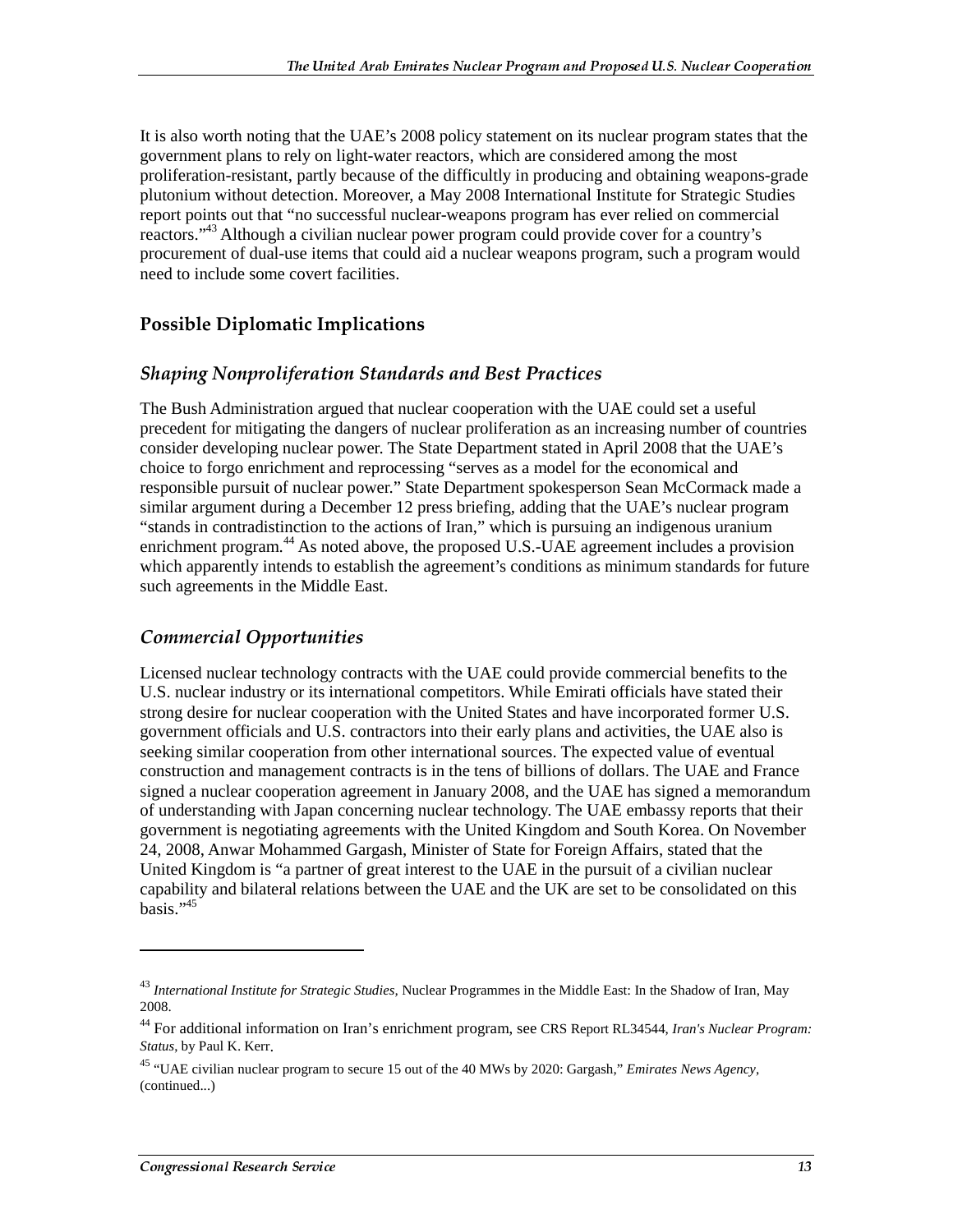It is also worth noting that the UAE's 2008 policy statement on its nuclear program states that the government plans to rely on light-water reactors, which are considered among the most proliferation-resistant, partly because of the difficultly in producing and obtaining weapons-grade plutonium without detection. Moreover, a May 2008 International Institute for Strategic Studies report points out that "no successful nuclear-weapons program has ever relied on commercial reactors."[43] Although a civilian nuclear power program could provide cover for a country's procurement of dual-use items that could aid a nuclear weapons program, such a program would need to include some covert facilities.

## Possible Diplomatic Implications

### *Shaping Nonproliferation Standards and Best Practices*

The Bush Administration argued that nuclear cooperation with the UAE could set a useful precedent for mitigating the dangers of nuclear proliferation as an increasing number of countries consider developing nuclear power. The State Department stated in April 2008 that the UAE's choice to forgo enrichment and reprocessing "serves as a model for the economical and responsible pursuit of nuclear power." State Department spokesperson Sean McCormack made a similar argument during a December 12 press briefing, adding that the UAE's nuclear program "stands in contradistinction to the actions of Iran," which is pursuing an indigenous uranium enrichment program.[44] As noted above, the proposed U.S.-UAE agreement includes a provision which apparently intends to establish the agreement's conditions as minimum standards for future such agreements in the Middle East.

### *Commercial Opportunities*

Licensed nuclear technology contracts with the UAE could provide commercial benefits to the U.S. nuclear industry or its international competitors. While Emirati officials have stated their strong desire for nuclear cooperation with the United States and have incorporated former U.S. government officials and U.S. contractors into their early plans and activities, the UAE also is seeking similar cooperation from other international sources. The expected value of eventual construction and management contracts is in the tens of billions of dollars. The UAE and France signed a nuclear cooperation agreement in January 2008, and the UAE has signed a memorandum of understanding with Japan concerning nuclear technology. The UAE embassy reports that their government is negotiating agreements with the United Kingdom and South Korea. On November 24, 2008, Anwar Mohammed Gargash, Minister of State for Foreign Affairs, stated that the United Kingdom is "a partner of great interest to the UAE in the pursuit of a civilian nuclear capability and bilateral relations between the UAE and the UK are set to be consolidated on this basis."[45]

---

[43] *International Institute for Strategic Studies,* Nuclear Programmes in the Middle East: In the Shadow of Iran, May 2008.

[44] For additional information on Iran's enrichment program, see CRS Report RL34544, *Iran's Nuclear Program: Status*, by Paul K. Kerr.

[45] "UAE civilian nuclear program to secure 15 out of the 40 MWs by 2020: Gargash," *Emirates News Agency*, (continued...)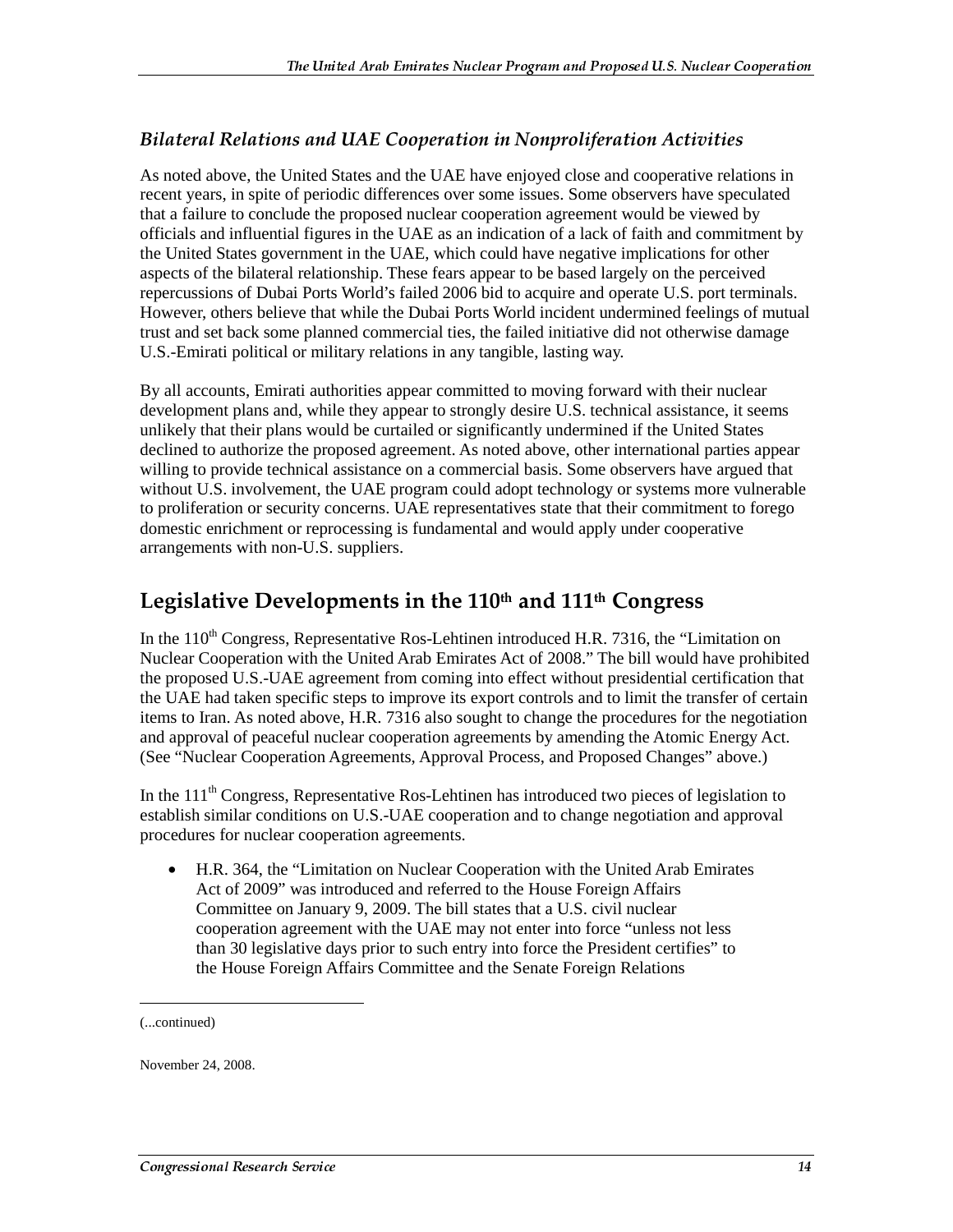### *Bilateral Relations and UAE Cooperation in Nonproliferation Activities*

As noted above, the United States and the UAE have enjoyed close and cooperative relations in recent years, in spite of periodic differences over some issues. Some observers have speculated that a failure to conclude the proposed nuclear cooperation agreement would be viewed by officials and influential figures in the UAE as an indication of a lack of faith and commitment by the United States government in the UAE, which could have negative implications for other aspects of the bilateral relationship. These fears appear to be based largely on the perceived repercussions of Dubai Ports World's failed 2006 bid to acquire and operate U.S. port terminals. However, others believe that while the Dubai Ports World incident undermined feelings of mutual trust and set back some planned commercial ties, the failed initiative did not otherwise damage U.S.-Emirati political or military relations in any tangible, lasting way.

By all accounts, Emirati authorities appear committed to moving forward with their nuclear development plans and, while they appear to strongly desire U.S. technical assistance, it seems unlikely that their plans would be curtailed or significantly undermined if the United States declined to authorize the proposed agreement. As noted above, other international parties appear willing to provide technical assistance on a commercial basis. Some observers have argued that without U.S. involvement, the UAE program could adopt technology or systems more vulnerable to proliferation or security concerns. UAE representatives state that their commitment to forego domestic enrichment or reprocessing is fundamental and would apply under cooperative arrangements with non-U.S. suppliers.

## Legislative Developments in the 110th and 111th Congress

In the 110th Congress, Representative Ros-Lehtinen introduced H.R. 7316, the "Limitation on Nuclear Cooperation with the United Arab Emirates Act of 2008." The bill would have prohibited the proposed U.S.-UAE agreement from coming into effect without presidential certification that the UAE had taken specific steps to improve its export controls and to limit the transfer of certain items to Iran. As noted above, H.R. 7316 also sought to change the procedures for the negotiation and approval of peaceful nuclear cooperation agreements by amending the Atomic Energy Act. (See "Nuclear Cooperation Agreements, Approval Process, and Proposed Changes" above.)

In the 111th Congress, Representative Ros-Lehtinen has introduced two pieces of legislation to establish similar conditions on U.S.-UAE cooperation and to change negotiation and approval procedures for nuclear cooperation agreements.

- H.R. 364, the "Limitation on Nuclear Cooperation with the United Arab Emirates Act of 2009" was introduced and referred to the House Foreign Affairs Committee on January 9, 2009. The bill states that a U.S. civil nuclear cooperation agreement with the UAE may not enter into force "unless not less than 30 legislative days prior to such entry into force the President certifies" to the House Foreign Affairs Committee and the Senate Foreign Relations

(...continued)

November 24, 2008.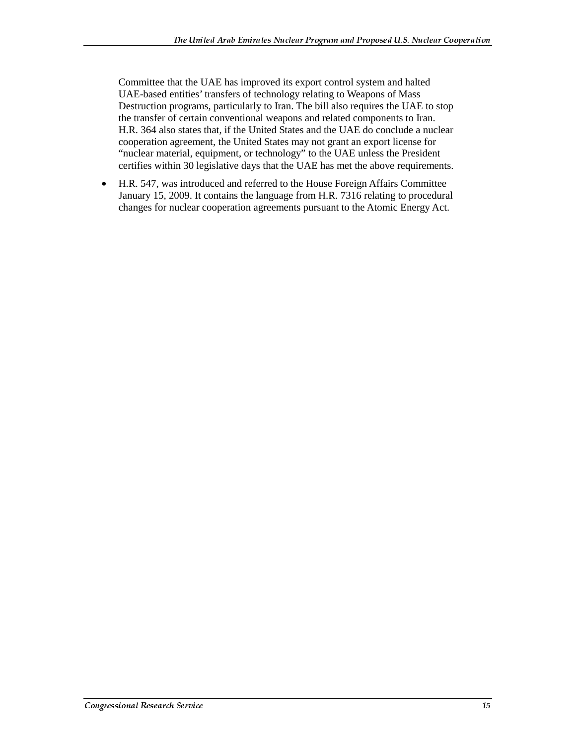Committee that the UAE has improved its export control system and halted UAE-based entities' transfers of technology relating to Weapons of Mass Destruction programs, particularly to Iran. The bill also requires the UAE to stop the transfer of certain conventional weapons and related components to Iran. H.R. 364 also states that, if the United States and the UAE do conclude a nuclear cooperation agreement, the United States may not grant an export license for "nuclear material, equipment, or technology" to the UAE unless the President certifies within 30 legislative days that the UAE has met the above requirements.

- H.R. 547, was introduced and referred to the House Foreign Affairs Committee January 15, 2009. It contains the language from H.R. 7316 relating to procedural changes for nuclear cooperation agreements pursuant to the Atomic Energy Act.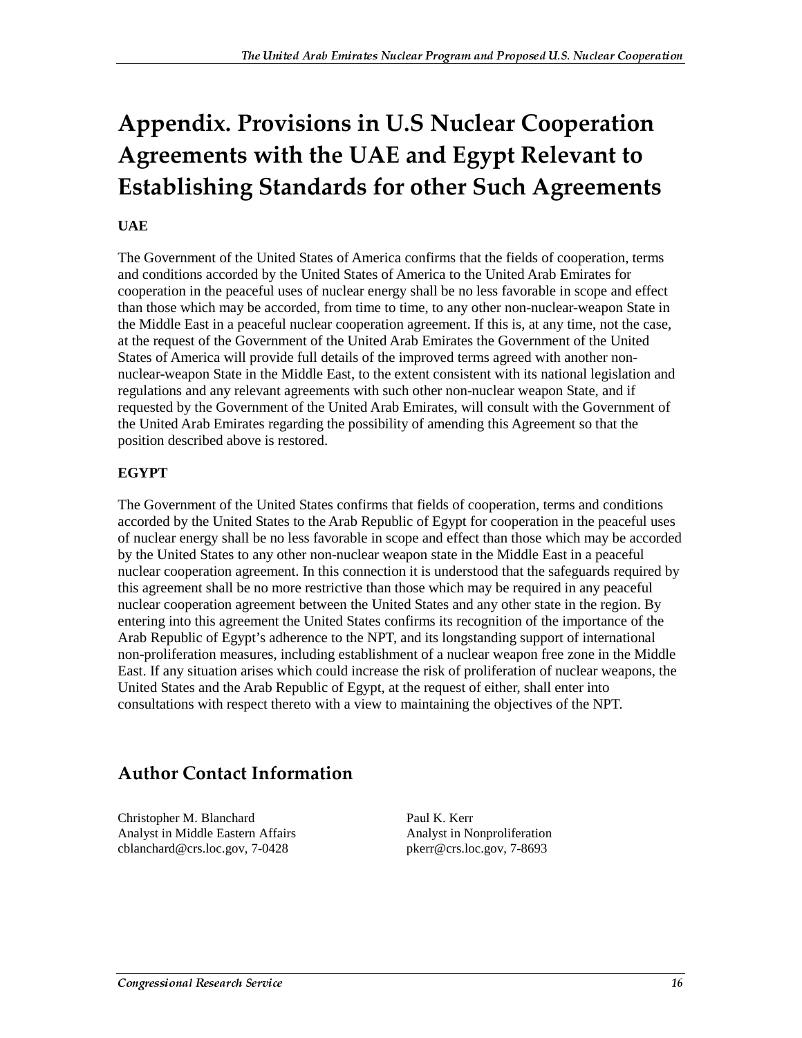# Appendix. Provisions in U.S Nuclear Cooperation Agreements with the UAE and Egypt Relevant to Establishing Standards for other Such Agreements

**UAE**

The Government of the United States of America confirms that the fields of cooperation, terms and conditions accorded by the United States of America to the United Arab Emirates for cooperation in the peaceful uses of nuclear energy shall be no less favorable in scope and effect than those which may be accorded, from time to time, to any other non-nuclear-weapon State in the Middle East in a peaceful nuclear cooperation agreement. If this is, at any time, not the case, at the request of the Government of the United Arab Emirates the Government of the United States of America will provide full details of the improved terms agreed with another non-nuclear-weapon State in the Middle East, to the extent consistent with its national legislation and regulations and any relevant agreements with such other non-nuclear weapon State, and if requested by the Government of the United Arab Emirates, will consult with the Government of the United Arab Emirates regarding the possibility of amending this Agreement so that the position described above is restored.

**EGYPT**

The Government of the United States confirms that fields of cooperation, terms and conditions accorded by the United States to the Arab Republic of Egypt for cooperation in the peaceful uses of nuclear energy shall be no less favorable in scope and effect than those which may be accorded by the United States to any other non-nuclear weapon state in the Middle East in a peaceful nuclear cooperation agreement. In this connection it is understood that the safeguards required by this agreement shall be no more restrictive than those which may be required in any peaceful nuclear cooperation agreement between the United States and any other state in the region. By entering into this agreement the United States confirms its recognition of the importance of the Arab Republic of Egypt's adherence to the NPT, and its longstanding support of international non-proliferation measures, including establishment of a nuclear weapon free zone in the Middle East. If any situation arises which could increase the risk of proliferation of nuclear weapons, the United States and the Arab Republic of Egypt, at the request of either, shall enter into consultations with respect thereto with a view to maintaining the objectives of the NPT.

## Author Contact Information

Christopher M. Blanchard
Analyst in Middle Eastern Affairs
cblanchard@crs.loc.gov, 7-0428

Paul K. Kerr
Analyst in Nonproliferation
pkerr@crs.loc.gov, 7-8693